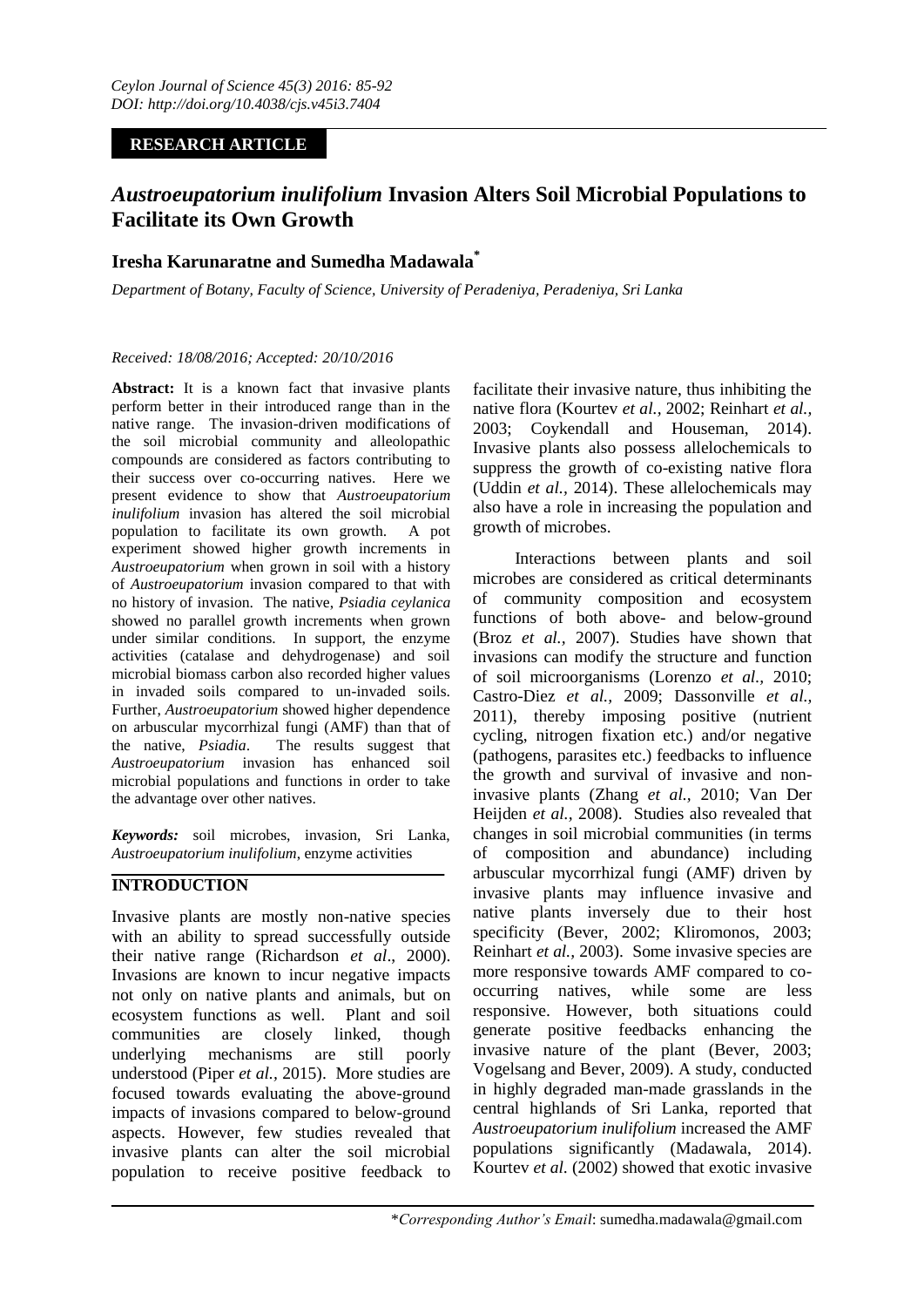**RESEARCH ARTICLE**

# *Austroeupatorium inulifolium* Invasion Alters Soil Microbial Populations to Facilitate its Own Growth

**Iresha Karunaratne and Sumedha Madawala***

*Department of Botany, Faculty of Science, University of Peradeniya, Peradeniya, Sri Lanka*

*Received: 18/08/2016; Accepted: 20/10/2016*

**Abstract:** It is a known fact that invasive plants perform better in their introduced range than in the native range. The invasion-driven modifications of the soil microbial community and alleolopathic compounds are considered as factors contributing to their success over co-occurring natives. Here we present evidence to show that *Austroeupatorium inulifolium* invasion has altered the soil microbial population to facilitate its own growth. A pot experiment showed higher growth increments in *Austroeupatorium* when grown in soil with a history of *Austroeupatorium* invasion compared to that with no history of invasion. The native, *Psiadia ceylanica* showed no parallel growth increments when grown under similar conditions. In support, the enzyme activities (catalase and dehydrogenase) and soil microbial biomass carbon also recorded higher values in invaded soils compared to un-invaded soils. Further, *Austroeupatorium* showed higher dependence on arbuscular mycorrhizal fungi (AMF) than that of the native, *Psiadia*. The results suggest that *Austroeupatorium* invasion has enhanced soil microbial populations and functions in order to take the advantage over other natives.

***Keywords:*** soil microbes, invasion, Sri Lanka, *Austroeupatorium inulifolium*, enzyme activities

## INTRODUCTION

Invasive plants are mostly non-native species with an ability to spread successfully outside their native range (Richardson *et al*., 2000). Invasions are known to incur negative impacts not only on native plants and animals, but on ecosystem functions as well. Plant and soil communities are closely linked, though underlying mechanisms are still poorly understood (Piper *et al.*, 2015). More studies are focused towards evaluating the above-ground impacts of invasions compared to below-ground aspects. However, few studies revealed that invasive plants can alter the soil microbial population to receive positive feedback to facilitate their invasive nature, thus inhibiting the native flora (Kourtev *et al.,* 2002; Reinhart *et al.,* 2003; Coykendall and Houseman, 2014). Invasive plants also possess allelochemicals to suppress the growth of co-existing native flora (Uddin *et al.,* 2014). These allelochemicals may also have a role in increasing the population and growth of microbes.

Interactions between plants and soil microbes are considered as critical determinants of community composition and ecosystem functions of both above- and below-ground (Broz *et al.,* 2007). Studies have shown that invasions can modify the structure and function of soil microorganisms (Lorenzo *et al.,* 2010; Castro-Diez *et al.,* 2009; Dassonville *et al.,* 2011), thereby imposing positive (nutrient cycling, nitrogen fixation etc.) and/or negative (pathogens, parasites etc.) feedbacks to influence the growth and survival of invasive and non-invasive plants (Zhang *et al.,* 2010; Van Der Heijden *et al.*, 2008). Studies also revealed that changes in soil microbial communities (in terms of composition and abundance) including arbuscular mycorrhizal fungi (AMF) driven by invasive plants may influence invasive and native plants inversely due to their host specificity (Bever, 2002; Klironomos, 2003; Reinhart *et al.,* 2003). Some invasive species are more responsive towards AMF compared to co-occurring natives, while some are less responsive. However, both situations could generate positive feedbacks enhancing the invasive nature of the plant (Bever, 2003; Vogelsang and Bever, 2009). A study, conducted in highly degraded man-made grasslands in the central highlands of Sri Lanka, reported that *Austroeupatorium inulifolium* increased the AMF populations significantly (Madawala, 2014). Kourtev *et al.* (2002) showed that exotic invasive

\**Corresponding Author's Email*: sumedha.madawala@gmail.com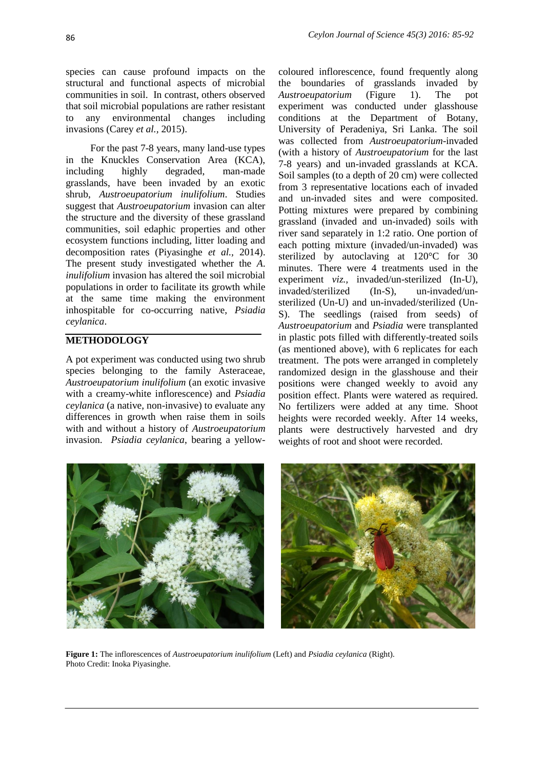species can cause profound impacts on the structural and functional aspects of microbial communities in soil. In contrast, others observed that soil microbial populations are rather resistant to any environmental changes including invasions (Carey *et al.*, 2015).

For the past 7-8 years, many land-use types in the Knuckles Conservation Area (KCA), including highly degraded, man-made grasslands, have been invaded by an exotic shrub, *Austroeupatorium inulifolium*. Studies suggest that *Austroeupatorium* invasion can alter the structure and the diversity of these grassland communities, soil edaphic properties and other ecosystem functions including, litter loading and decomposition rates (Piyasinghe *et al.*, 2014). The present study investigated whether the *A. inulifolium* invasion has altered the soil microbial populations in order to facilitate its growth while at the same time making the environment inhospitable for co-occurring native, *Psiadia ceylanica*.

## METHODOLOGY

A pot experiment was conducted using two shrub species belonging to the family Asteraceae, *Austroeupatorium inulifolium* (an exotic invasive with a creamy-white inflorescence) and *Psiadia ceylanica* (a native, non-invasive) to evaluate any differences in growth when raise them in soils with and without a history of *Austroeupatorium* invasion. *Psiadia ceylanica*, bearing a yellow-coloured inflorescence, found frequently along the boundaries of grasslands invaded by *Austroeupatorium* (Figure 1). The pot experiment was conducted under glasshouse conditions at the Department of Botany, University of Peradeniya, Sri Lanka. The soil was collected from *Austroeupatorium*-invaded (with a history of *Austroeupatorium* for the last 7-8 years) and un-invaded grasslands at KCA. Soil samples (to a depth of 20 cm) were collected from 3 representative locations each of invaded and un-invaded sites and were composited. Potting mixtures were prepared by combining grassland (invaded and un-invaded) soils with river sand separately in 1:2 ratio. One portion of each potting mixture (invaded/un-invaded) was sterilized by autoclaving at 120°C for 30 minutes. There were 4 treatments used in the experiment *viz.,* invaded/un-sterilized (In-U), invaded/sterilized (In-S), un-invaded/un-sterilized (Un-U) and un-invaded/sterilized (Un-S). The seedlings (raised from seeds) of *Austroeupatorium* and *Psiadia* were transplanted in plastic pots filled with differently-treated soils (as mentioned above), with 6 replicates for each treatment. The pots were arranged in completely randomized design in the glasshouse and their positions were changed weekly to avoid any position effect. Plants were watered as required. No fertilizers were added at any time. Shoot heights were recorded weekly. After 14 weeks, plants were destructively harvested and dry weights of root and shoot were recorded.

**Figure 1:** The inflorescences of *Austroeupatorium inulifolium* (Left) and *Psiadia ceylanica* (Right).
Photo Credit: Inoka Piyasinghe.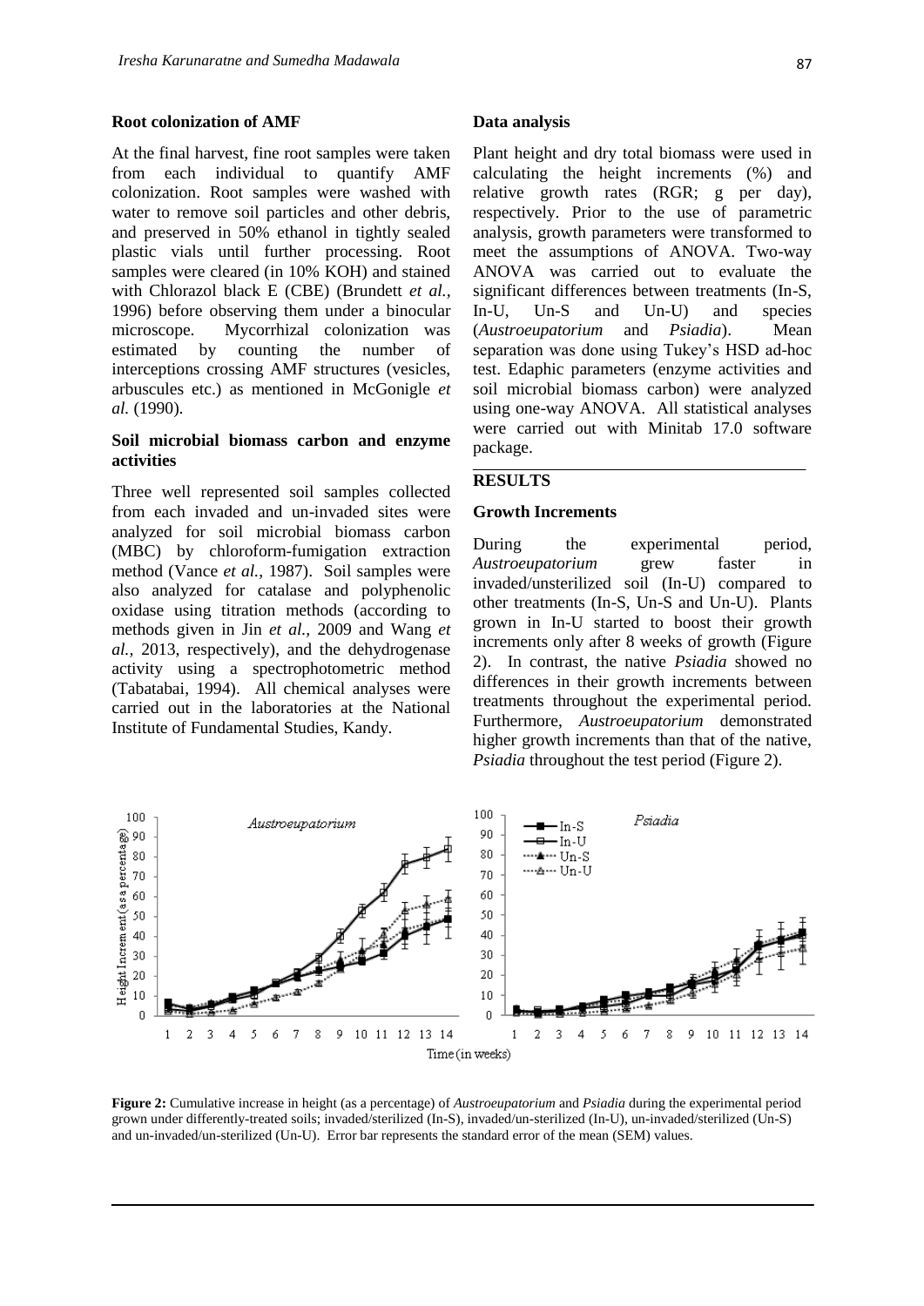### Root colonization of AMF

At the final harvest, fine root samples were taken from each individual to quantify AMF colonization. Root samples were washed with water to remove soil particles and other debris, and preserved in 50% ethanol in tightly sealed plastic vials until further processing. Root samples were cleared (in 10% KOH) and stained with Chlorazol black E (CBE) (Brundett *et al.*, 1996) before observing them under a binocular microscope. Mycorrhizal colonization was estimated by counting the number of interceptions crossing AMF structures (vesicles, arbuscules etc.) as mentioned in McGonigle *et al.* (1990).

### Soil microbial biomass carbon and enzyme activities

Three well represented soil samples collected from each invaded and un-invaded sites were analyzed for soil microbial biomass carbon (MBC) by chloroform-fumigation extraction method (Vance *et al.*, 1987). Soil samples were also analyzed for catalase and polyphenolic oxidase using titration methods (according to methods given in Jin *et al.*, 2009 and Wang *et al.*, 2013, respectively), and the dehydrogenase activity using a spectrophotometric method (Tabatabai, 1994). All chemical analyses were carried out in the laboratories at the National Institute of Fundamental Studies, Kandy.

### Data analysis

Plant height and dry total biomass were used in calculating the height increments (%) and relative growth rates (RGR; g per day), respectively. Prior to the use of parametric analysis, growth parameters were transformed to meet the assumptions of ANOVA. Two-way ANOVA was carried out to evaluate the significant differences between treatments (In-S, In-U, Un-S and Un-U) and species (*Austroeupatorium* and *Psiadia*). Mean separation was done using Tukey's HSD ad-hoc test. Edaphic parameters (enzyme activities and soil microbial biomass carbon) were analyzed using one-way ANOVA. All statistical analyses were carried out with Minitab 17.0 software package.

## RESULTS

### Growth Increments

During the experimental period, *Austroeupatorium* grew faster in invaded/unsterilized soil (In-U) compared to other treatments (In-S, Un-S and Un-U). Plants grown in In-U started to boost their growth increments only after 8 weeks of growth (Figure 2). In contrast, the native *Psiadia* showed no differences in their growth increments between treatments throughout the experimental period. Furthermore, *Austroeupatorium* demonstrated higher growth increments than that of the native, *Psiadia* throughout the test period (Figure 2).

**Figure 2:** Cumulative increase in height (as a percentage) of *Austroeupatorium* and *Psiadia* during the experimental period grown under differently-treated soils; invaded/sterilized (In-S), invaded/un-sterilized (In-U), un-invaded/sterilized (Un-S) and un-invaded/un-sterilized (Un-U). Error bar represents the standard error of the mean (SEM) values.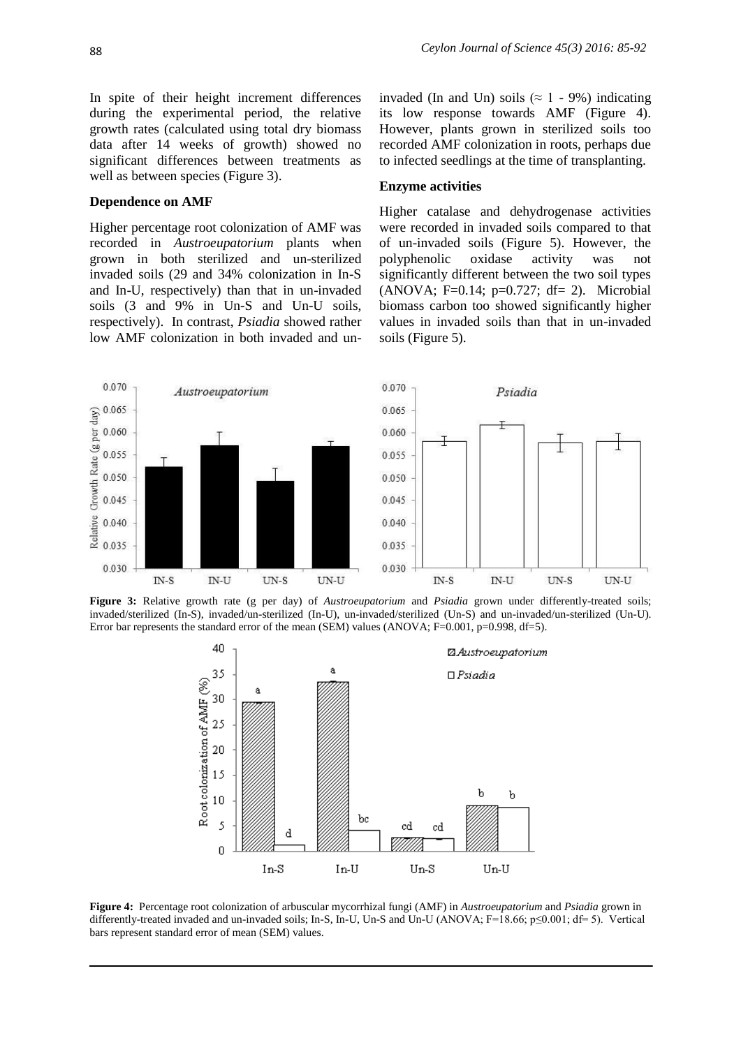In spite of their height increment differences during the experimental period, the relative growth rates (calculated using total dry biomass data after 14 weeks of growth) showed no significant differences between treatments as well as between species (Figure 3).

### Dependence on AMF

Higher percentage root colonization of AMF was recorded in *Austroeupatorium* plants when grown in both sterilized and un-sterilized invaded soils (29 and 34% colonization in In-S and In-U, respectively) than that in un-invaded soils (3 and 9% in Un-S and Un-U soils, respectively). In contrast, *Psiadia* showed rather low AMF colonization in both invaded and un-invaded (In and Un) soils (≈ 1 - 9%) indicating its low response towards AMF (Figure 4). However, plants grown in sterilized soils too recorded AMF colonization in roots, perhaps due to infected seedlings at the time of transplanting.

### Enzyme activities

Higher catalase and dehydrogenase activities were recorded in invaded soils compared to that of un-invaded soils (Figure 5). However, the polyphenolic oxidase activity was not significantly different between the two soil types (ANOVA; F=0.14; p=0.727; df= 2). Microbial biomass carbon too showed significantly higher values in invaded soils than that in un-invaded soils (Figure 5).

**Figure 3:** Relative growth rate (g per day) of *Austroeupatorium* and *Psiadia* grown under differently-treated soils; invaded/sterilized (In-S), invaded/un-sterilized (In-U), un-invaded/sterilized (Un-S) and un-invaded/un-sterilized (Un-U). Error bar represents the standard error of the mean (SEM) values (ANOVA; F=0.001, p=0.998, df=5).

**Figure 4:** Percentage root colonization of arbuscular mycorrhizal fungi (AMF) in *Austroeupatorium* and *Psiadia* grown in differently-treated invaded and un-invaded soils; In-S, In-U, Un-S and Un-U (ANOVA; F=18.66; p≤0.001; df= 5). Vertical bars represent standard error of mean (SEM) values.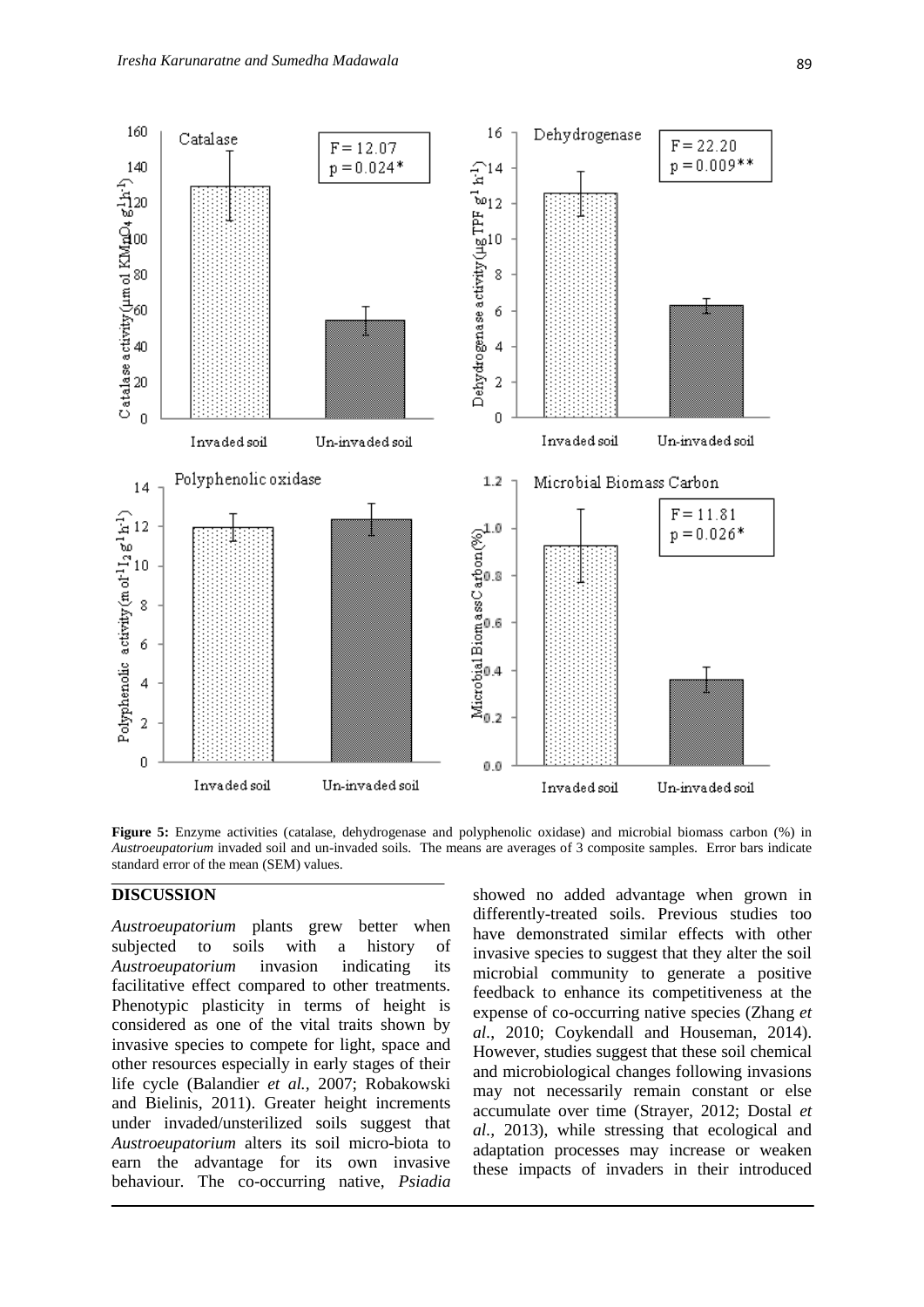**Figure 5:** Enzyme activities (catalase, dehydrogenase and polyphenolic oxidase) and microbial biomass carbon (%) in *Austroeupatorium* invaded soil and un-invaded soils. The means are averages of 3 composite samples. Error bars indicate standard error of the mean (SEM) values.

## DISCUSSION

*Austroeupatorium* plants grew better when subjected to soils with a history of *Austroeupatorium* invasion indicating its facilitative effect compared to other treatments. Phenotypic plasticity in terms of height is considered as one of the vital traits shown by invasive species to compete for light, space and other resources especially in early stages of their life cycle (Balandier *et al.*, 2007; Robakowski and Bielinis, 2011). Greater height increments under invaded/unsterilized soils suggest that *Austroeupatorium* alters its soil micro-biota to earn the advantage for its own invasive behaviour. The co-occurring native, *Psiadia* showed no added advantage when grown in differently-treated soils. Previous studies too have demonstrated similar effects with other invasive species to suggest that they alter the soil microbial community to generate a positive feedback to enhance its competitiveness at the expense of co-occurring native species (Zhang *et al*., 2010; Coykendall and Houseman, 2014). However, studies suggest that these soil chemical and microbiological changes following invasions may not necessarily remain constant or else accumulate over time (Strayer, 2012; Dostal *et al*., 2013), while stressing that ecological and adaptation processes may increase or weaken these impacts of invaders in their introduced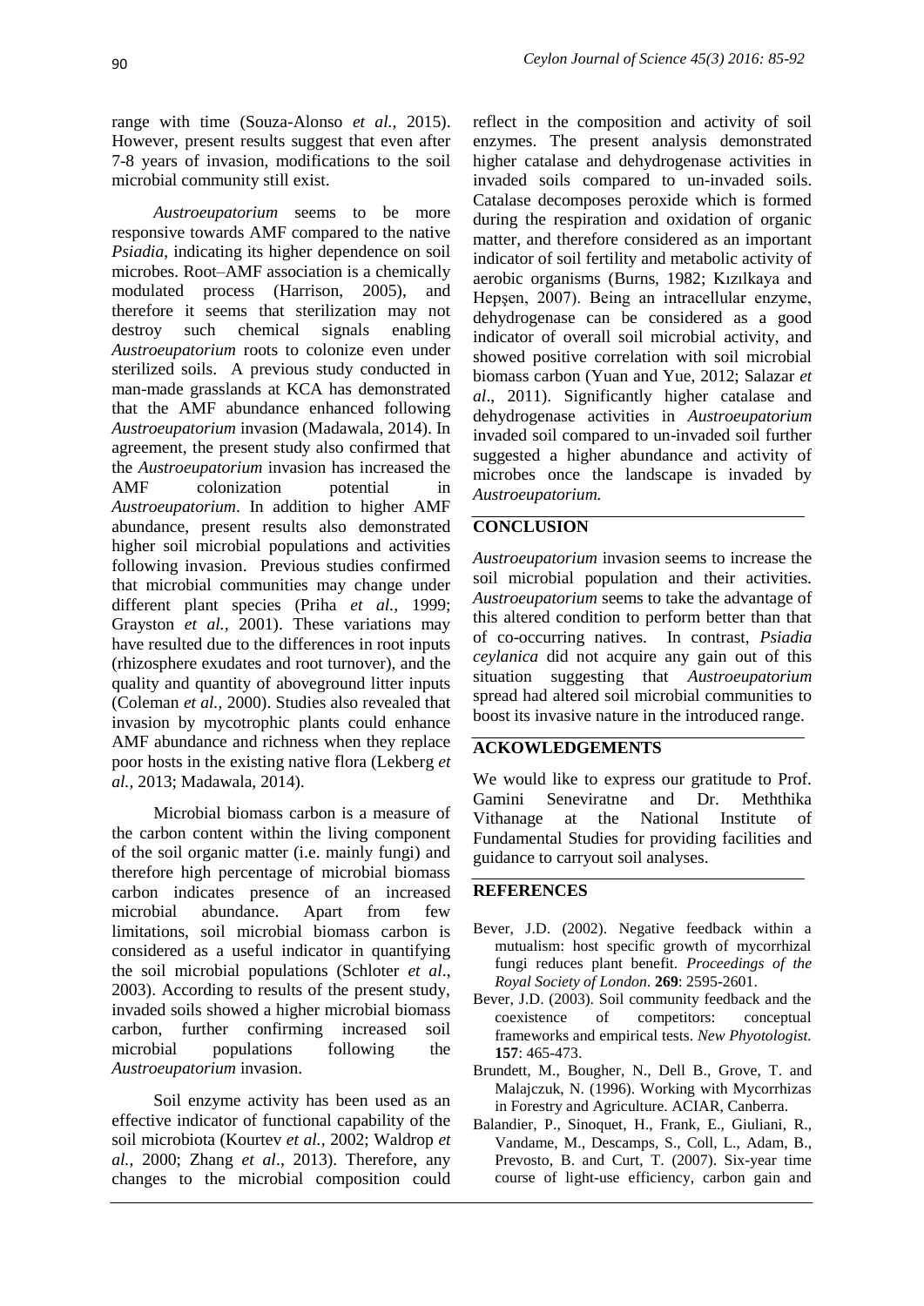range with time (Souza-Alonso *et al.,* 2015). However, present results suggest that even after 7-8 years of invasion, modifications to the soil microbial community still exist.

*Austroeupatorium* seems to be more responsive towards AMF compared to the native *Psiadia*, indicating its higher dependence on soil microbes. Root–AMF association is a chemically modulated process (Harrison, 2005), and therefore it seems that sterilization may not destroy such chemical signals enabling *Austroeupatorium* roots to colonize even under sterilized soils. A previous study conducted in man-made grasslands at KCA has demonstrated that the AMF abundance enhanced following *Austroeupatorium* invasion (Madawala, 2014). In agreement, the present study also confirmed that the *Austroeupatorium* invasion has increased the AMF colonization potential in *Austroeupatorium*. In addition to higher AMF abundance, present results also demonstrated higher soil microbial populations and activities following invasion. Previous studies confirmed that microbial communities may change under different plant species (Priha *et al.,* 1999; Grayston *et al.,* 2001). These variations may have resulted due to the differences in root inputs (rhizosphere exudates and root turnover), and the quality and quantity of aboveground litter inputs (Coleman *et al.,* 2000). Studies also revealed that invasion by mycotrophic plants could enhance AMF abundance and richness when they replace poor hosts in the existing native flora (Lekberg *et al.,* 2013; Madawala, 2014).

Microbial biomass carbon is a measure of the carbon content within the living component of the soil organic matter (i.e. mainly fungi) and therefore high percentage of microbial biomass carbon indicates presence of an increased microbial abundance. Apart from few limitations, soil microbial biomass carbon is considered as a useful indicator in quantifying the soil microbial populations (Schloter *et al*., 2003). According to results of the present study, invaded soils showed a higher microbial biomass carbon, further confirming increased soil microbial populations following the *Austroeupatorium* invasion.

Soil enzyme activity has been used as an effective indicator of functional capability of the soil microbiota (Kourtev *et al.,* 2002; Waldrop *et al.,* 2000; Zhang *et al*., 2013). Therefore, any changes to the microbial composition could reflect in the composition and activity of soil enzymes. The present analysis demonstrated higher catalase and dehydrogenase activities in invaded soils compared to un-invaded soils. Catalase decomposes peroxide which is formed during the respiration and oxidation of organic matter, and therefore considered as an important indicator of soil fertility and metabolic activity of aerobic organisms (Burns, 1982; Kızılkaya and Hepşen, 2007). Being an intracellular enzyme, dehydrogenase can be considered as a good indicator of overall soil microbial activity, and showed positive correlation with soil microbial biomass carbon (Yuan and Yue, 2012; Salazar *et al*., 2011). Significantly higher catalase and dehydrogenase activities in *Austroeupatorium* invaded soil compared to un-invaded soil further suggested a higher abundance and activity of microbes once the landscape is invaded by *Austroeupatorium.*

## CONCLUSION

*Austroeupatorium* invasion seems to increase the soil microbial population and their activities. *Austroeupatorium* seems to take the advantage of this altered condition to perform better than that of co-occurring natives. In contrast, *Psiadia ceylanica* did not acquire any gain out of this situation suggesting that *Austroeupatorium* spread had altered soil microbial communities to boost its invasive nature in the introduced range.

## ACKOWLEDGEMENTS

We would like to express our gratitude to Prof. Gamini Seneviratne and Dr. Meththika Vithanage at the National Institute of Fundamental Studies for providing facilities and guidance to carryout soil analyses.

## REFERENCES

Bever, J.D. (2002). Negative feedback within a mutualism: host specific growth of mycorrhizal fungi reduces plant benefit. *Proceedings of the Royal Society of London*. **269**: 2595-2601.

Bever, J.D. (2003). Soil community feedback and the coexistence of competitors: conceptual frameworks and empirical tests. *New Phytologist.* **157**: 465-473.

Brundett, M., Bougher, N., Dell B., Grove, T. and Malajczuk, N. (1996). Working with Mycorrhizas in Forestry and Agriculture. ACIAR, Canberra.

Balandier, P., Sinoquet, H., Frank, E., Giuliani, R., Vandame, M., Descamps, S., Coll, L., Adam, B., Prevosto, B. and Curt, T. (2007). Six-year time course of light-use efficiency, carbon gain and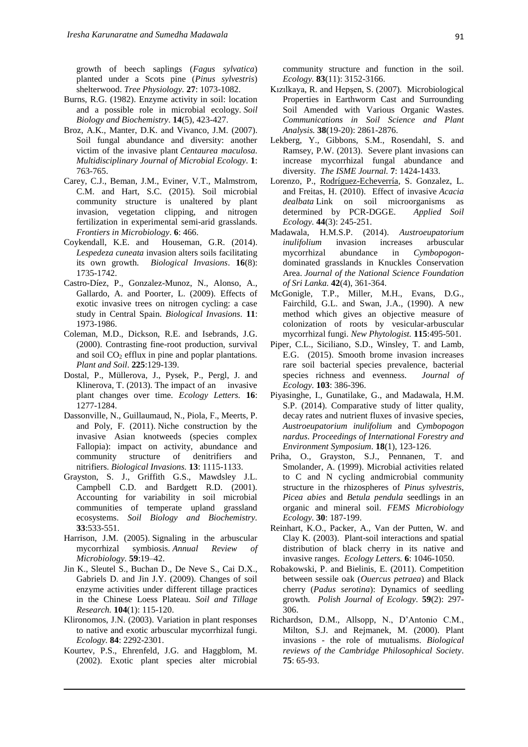growth of beech saplings (*Fagus sylvatica*) planted under a Scots pine (*Pinus sylvestris*) shelterwood. *Tree Physiology*. **27**: 1073-1082.

Burns, R.G. (1982). Enzyme activity in soil: location and a possible role in microbial ecology. *Soil Biology and Biochemistry*. **14**(5), 423-427.

Broz, A.K., Manter, D.K. and Vivanco, J.M. (2007). Soil fungal abundance and diversity: another victim of the invasive plant *Centaurea maculosa*. *Multidisciplinary Journal of Microbial Ecology*. **1**: 763-765.

Carey, C.J., Beman, J.M., Eviner, V.T., Malmstrom, C.M. and Hart, S.C. (2015). Soil microbial community structure is unaltered by plant invasion, vegetation clipping, and nitrogen fertilization in experimental semi-arid grasslands. *Frontiers in Microbiology*. **6**: 466.

Coykendall, K.E. and Houseman, G.R. (2014). *Lespedeza cuneata* invasion alters soils facilitating its own growth. *Biological Invasions*. **16**(8): 1735-1742.

Castro-Díez, P., Gonzalez-Munoz, N., Alonso, A., Gallardo, A. and Poorter, L. (2009). Effects of exotic invasive trees on nitrogen cycling: a case study in Central Spain. *Biological Invasions*. **11**: 1973-1986.

Coleman, M.D., Dickson, R.E. and Isebrands, J.G. (2000). Contrasting fine-root production, survival and soil $CO_2$ efflux in pine and poplar plantations. *Plant and Soil*. **225**:129-139.

Dostal, P., Müllerova, J., Pysek, P., Pergl, J. and Klinerova, T. (2013). The impact of an invasive plant changes over time. *Ecology Letters.* **16**: 1277-1284.

Dassonville, N., Guillaumaud, N., Piola, F., Meerts, P. and Poly, F. (2011). Niche construction by the invasive Asian knotweeds (species complex Fallopia): impact on activity, abundance and community structure of denitrifiers and nitrifiers. *Biological Invasions.* **13**: 1115-1133.

Grayston, S. J., Griffith G.S., Mawdsley J.L. Campbell C.D. and Bardgett R.D. (2001). Accounting for variability in soil microbial communities of temperate upland grassland ecosystems. *Soil Biology and Biochemistry*. **33**:533-551.

Harrison, J.M. (2005). Signaling in the arbuscular mycorrhizal symbiosis. *Annual Review of Microbiology.* **59**:19–42.

Jin K., Sleutel S., Buchan D., De Neve S., Cai D.X., Gabriels D. and Jin J.Y. (2009). Changes of soil enzyme activities under different tillage practices in the Chinese Loess Plateau. *Soil and Tillage Research.* **104**(1): 115-120.

Klironomos, J.N. (2003). Variation in plant responses to native and exotic arbuscular mycorrhizal fungi. *Ecology*. **84**: 2292-2301.

Kourtev, P.S., Ehrenfeld, J.G. and Haggblom, M. (2002). Exotic plant species alter microbial community structure and function in the soil. *Ecology*. **83**(11): 3152-3166.

Kızılkaya, R. and Hepşen, S. (2007). Microbiological Properties in Earthworm Cast and Surrounding Soil Amended with Various Organic Wastes. *Communications in Soil Science and Plant Analysis.* **38**(19-20): 2861-2876.

Lekberg, Y., Gibbons, S.M., Rosendahl, S. and Ramsey, P.W. (2013). Severe plant invasions can increase mycorrhizal fungal abundance and diversity. *The ISME Journal.* **7**: 1424-1433.

Lorenzo, P., Rodríguez-Echeverría, S. Gonzalez, L. and Freitas, H. (2010). Effect of invasive *Acacia dealbata* Link on soil microorganisms as determined by PCR-DGGE. *Applied Soil Ecology.* **44**(3): 245-251.

Madawala, H.M.S.P. (2014). *Austroeupatorium inulifolium* invasion increases arbuscular mycorrhizal abundance in *Cymbopogon*-dominated grasslands in Knuckles Conservation Area. *Journal of the National Science Foundation of Sri Lanka.* **42**(4), 361-364.

McGonigle, T.P., Miller, M.H., Evans, D.G., Fairchild, G.L. and Swan, J.A., (1990). A new method which gives an objective measure of colonization of roots by vesicular-arbuscular mycorrhizal fungi. *New Phytologist.* **115**:495-501.

Piper, C.L., Siciliano, S.D., Winsley, T. and Lamb, E.G. (2015). Smooth brome invasion increases rare soil bacterial species prevalence, bacterial species richness and evenness. *Journal of Ecology*. **103**: 386-396.

Piyasinghe, I., Gunatilake, G., and Madawala, H.M. S.P. (2014). Comparative study of litter quality, decay rates and nutrient fluxes of invasive species, *Austroeupatorium inulifolium* and *Cymbopogon nardus*. *Proceedings of International Forestry and Environment Symposium*. **18**(1), 123-126.

Priha, O., Grayston, S.J., Pennanen, T. and Smolander, A. (1999). Microbial activities related to C and N cycling andmicrobial community structure in the rhizospheres of *Pinus sylvestris*, *Picea abies* and *Betula pendula* seedlings in an organic and mineral soil. *FEMS Microbiology Ecology*. **30**: 187-199.

Reinhart, K.O., Packer, A., Van der Putten, W. and Clay K. (2003). Plant-soil interactions and spatial distribution of black cherry in its native and invasive ranges. *Ecology Letters.* **6**: 1046-1050.

Robakowski, P. and Bielinis, E. (2011). Competition between sessile oak (*Ouercus petraea*) and Black cherry (*Padus serotina*): Dynamics of seedling growth. *Polish Journal of Ecology*. **59**(2): 297-306.

Richardson, D.M., Allsopp, N., D'Antonio C.M., Milton, S.J. and Rejmanek, M. (2000). Plant invasions - the role of mutualisms. *Biological reviews of the Cambridge Philosophical Society*. **75**: 65-93.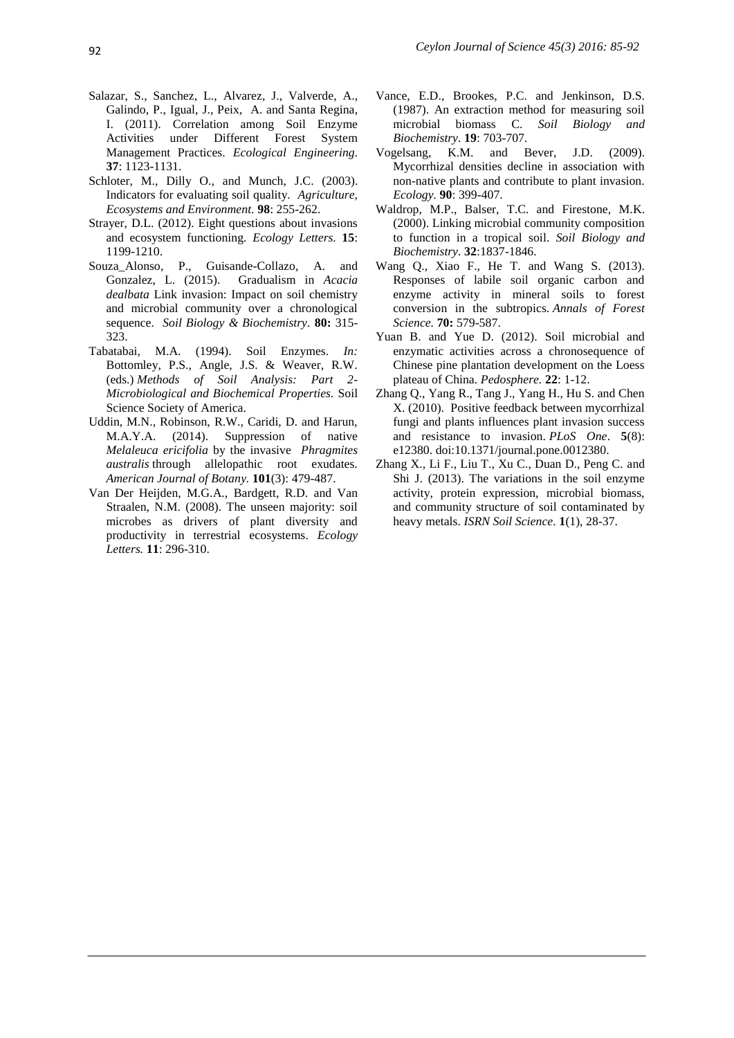Salazar, S., Sanchez, L., Alvarez, J., Valverde, A., Galindo, P., Igual, J., Peix, A. and Santa Regina, I. (2011). Correlation among Soil Enzyme Activities under Different Forest System Management Practices. *Ecological Engineering*. **37**: 1123-1131.

Schloter, M., Dilly O., and Munch, J.C. (2003). Indicators for evaluating soil quality. *Agriculture, Ecosystems and Environment*. **98**: 255-262.

Strayer, D.L. (2012). Eight questions about invasions and ecosystem functioning. *Ecology Letters.* **15**: 1199-1210.

Souza_Alonso, P., Guisande-Collazo, A. and Gonzalez, L. (2015). Gradualism in *Acacia dealbata* Link invasion: Impact on soil chemistry and microbial community over a chronological sequence. *Soil Biology & Biochemistry*. **80:** 315-323.

Tabatabai, M.A. (1994). Soil Enzymes. *In:* Bottomley, P.S., Angle, J.S. & Weaver, R.W. (eds.) *Methods of Soil Analysis: Part 2-Microbiological and Biochemical Properties.* Soil Science Society of America.

Uddin, M.N., Robinson, R.W., Caridi, D. and Harun, M.A.Y.A. (2014). Suppression of native *Melaleuca ericifolia* by the invasive *Phragmites australis* through allelopathic root exudates. *American Journal of Botany.* **101**(3): 479-487.

Van Der Heijden, M.G.A., Bardgett, R.D. and Van Straalen, N.M. (2008). The unseen majority: soil microbes as drivers of plant diversity and productivity in terrestrial ecosystems. *Ecology Letters.* **11**: 296-310.

Vance, E.D., Brookes, P.C. and Jenkinson, D.S. (1987). An extraction method for measuring soil microbial biomass C. *Soil Biology and Biochemistry*. **19**: 703-707.

Vogelsang, K.M. and Bever, J.D. (2009). Mycorrhizal densities decline in association with non-native plants and contribute to plant invasion. *Ecology.* **90**: 399-407.

Waldrop, M.P., Balser, T.C. and Firestone, M.K. (2000). Linking microbial community composition to function in a tropical soil. *Soil Biology and Biochemistry*. **32**:1837-1846.

Wang Q., Xiao F., He T. and Wang S. (2013). Responses of labile soil organic carbon and enzyme activity in mineral soils to forest conversion in the subtropics. *Annals of Forest Science.* **70:** 579-587.

Yuan B. and Yue D. (2012). Soil microbial and enzymatic activities across a chronosequence of Chinese pine plantation development on the Loess plateau of China. *Pedosphere.* **22**: 1-12.

Zhang Q., Yang R., Tang J., Yang H., Hu S. and Chen X. (2010). Positive feedback between mycorrhizal fungi and plants influences plant invasion success and resistance to invasion. *PLoS One*. **5**(8): e12380. doi:10.1371/journal.pone.0012380.

Zhang X., Li F., Liu T., Xu C., Duan D., Peng C. and Shi J. (2013). The variations in the soil enzyme activity, protein expression, microbial biomass, and community structure of soil contaminated by heavy metals. *ISRN Soil Science*. **1**(1), 28-37.